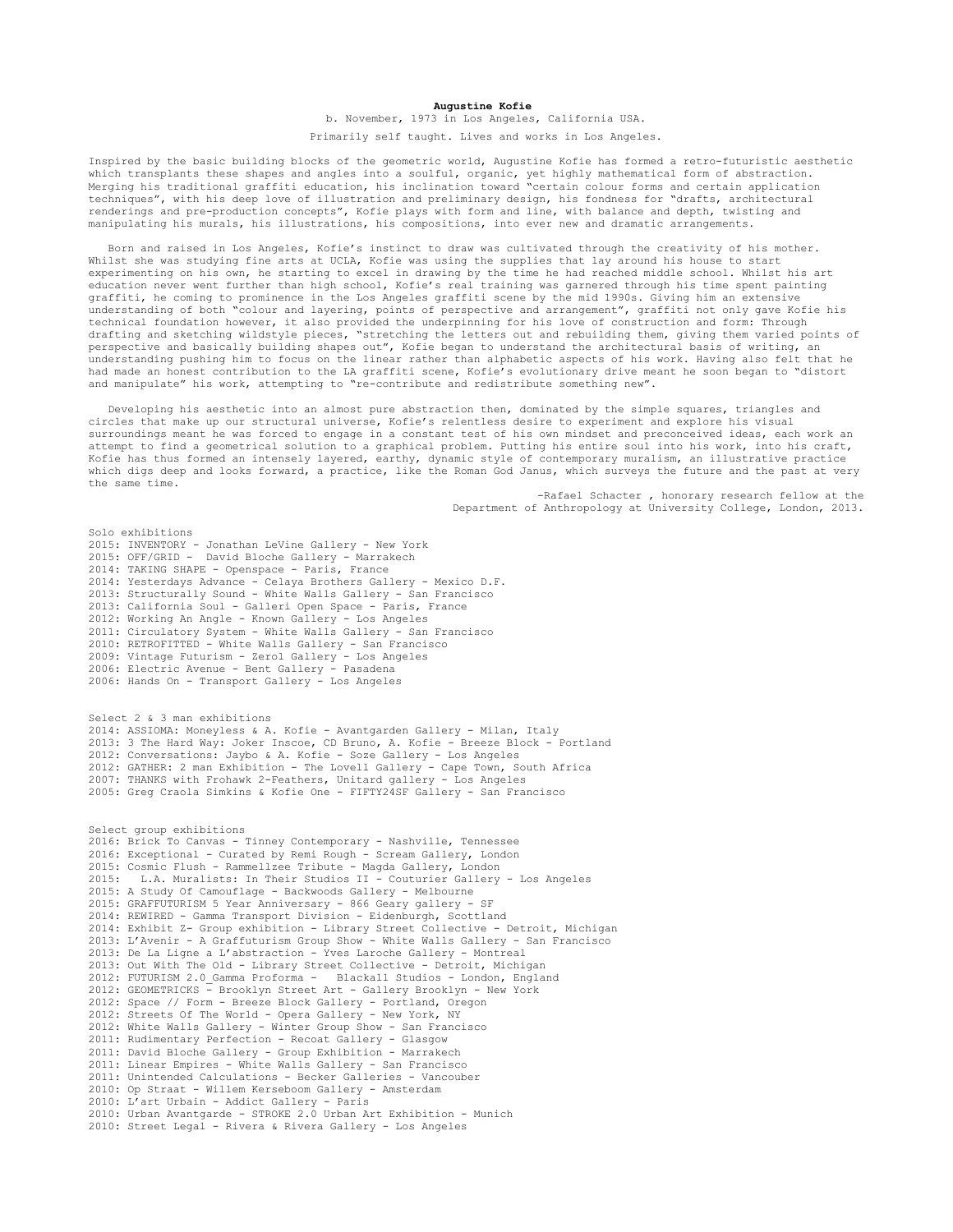**Augustine Kofie**

b. November, 1973 in Los Angeles, California USA.

Primarily self taught. Lives and works in Los Angeles.

Inspired by the basic building blocks of the geometric world, Augustine Kofie has formed a retro-futuristic aesthetic which transplants these shapes and angles into a soulful, organic, yet highly mathematical form of abstraction. Merging his traditional graffiti education, his inclination toward "certain colour forms and certain application techniques", with his deep love of illustration and preliminary design, his fondness for "drafts, architectural renderings and pre-production concepts", Kofie plays with form and line, with balance and depth, twisting and manipulating his murals, his illustrations, his compositions, into ever new and dramatic arrangements.

Born and raised in Los Angeles, Kofie's instinct to draw was cultivated through the creativity of his mother. Whilst she was studying fine arts at UCLA, Kofie was using the supplies that lay around his house to start experimenting on his own, he starting to excel in drawing by the time he had reached middle school. Whilst his art education never went further than high school, Kofie's real training was garnered through his time spent painting graffiti, he coming to prominence in the Los Angeles graffiti scene by the mid 1990s. Giving him an extensive understanding of both "colour and layering, points of perspective and arrangement", graffiti not only gave Kofie his technical foundation however, it also provided the underpinning for his love of construction and form: Through drafting and sketching wildstyle pieces, "stretching the letters out and rebuilding them, giving them varied points of perspective and basically building shapes out", Kofie began to understand the architectural basis of writing, an understanding pushing him to focus on the linear rather than alphabetic aspects of his work. Having also felt that he had made an honest contribution to the LA graffiti scene, Kofie's evolutionary drive meant he soon began to "distort and manipulate" his work, attempting to "re-contribute and redistribute something new".

Developing his aesthetic into an almost pure abstraction then, dominated by the simple squares, triangles and circles that make up our structural universe, Kofie's relentless desire to experiment and explore his visual surroundings meant he was forced to engage in a constant test of his own mindset and preconceived ideas, each work an attempt to find a geometrical solution to a graphical problem. Putting his entire soul into his work, into his craft, Kofie has thus formed an intensely layered, earthy, dynamic style of contemporary muralism, an illustrative practice which digs deep and looks forward, a practice, like the Roman God Janus, which surveys the future and the past at very the same time.

-Rafael Schacter , honorary research fellow at the Department of Anthropology at University College, London, 2013.

Solo exhibitions

2015: INVENTORY - Jonathan LeVine Gallery - New York
2015: OFF/GRID - David Bloche Gallery - Marrakech
2014: TAKING SHAPE - Openspace - Paris, France
2014: Yesterdays Advance - Celaya Brothers Gallery - Mexico D.F.
2013: Structurally Sound - White Walls Gallery - San Francisco
2013: California Soul - Galleri Open Space - Paris, France
2012: Working An Angle - Known Gallery - Los Angeles
2011: Circulatory System - White Walls Gallery - San Francisco
2010: RETROFITTED - White Walls Gallery - San Francisco
2009: Vintage Futurism - Zero1 Gallery - Los Angeles
2006: Electric Avenue - Bent Gallery - Pasadena
2006: Hands On - Transport Gallery - Los Angeles

Select 2 & 3 man exhibitions

2014: ASSIOMA: Moneyless & A. Kofie - Avantgarden Gallery - Milan, Italy
2013: 3 The Hard Way: Joker Inscoe, CD Bruno, A. Kofie - Breeze Block - Portland
2012: Conversations: Jaybo & A. Kofie - Soze Gallery - Los Angeles
2012: GATHER: 2 man Exhibition - The Lovell Gallery - Cape Town, South Africa
2007: THANKS with Frohawk 2-Feathers, Unitard gallery - Los Angeles
2005: Greg Craola Simkins & Kofie One - FIFTY24SF Gallery - San Francisco

Select group exhibitions

2016: Brick To Canvas - Tinney Contemporary - Nashville, Tennessee
2016: Exceptional - Curated by Remi Rough - Scream Gallery, London
2015: Cosmic Flush - Rammellzee Tribute - Magda Gallery, London
2015: L.A. Muralists: In Their Studios II - Couturier Gallery - Los Angeles
2015: A Study Of Camouflage - Backwoods Gallery - Melbourne
2015: GRAFFUTURISM 5 Year Anniversary - 866 Geary gallery - SF
2014: REWIRED - Gamma Transport Division - Eidenburgh, Scottland
2014: Exhibit Z- Group exhibition - Library Street Collective - Detroit, Michigan
2013: L'Avenir - A Graffuturism Group Show - White Walls Gallery - San Francisco
2013: De La Ligne a L'abstraction - Yves Laroche Gallery - Montreal
2013: Out With The Old - Library Street Collective - Detroit, Michigan
2012: FUTURISM 2.0_Gamma Proforma - Blackall Studios - London, England
2012: GEOMETRICKS - Brooklyn Street Art - Gallery Brooklyn - New York
2012: Space // Form - Breeze Block Gallery - Portland, Oregon
2012: Streets Of The World - Opera Gallery - New York, NY
2012: White Walls Gallery - Winter Group Show - San Francisco
2011: Rudimentary Perfection - Recoat Gallery - Glasgow
2011: David Bloche Gallery - Group Exhibition - Marrakech
2011: Linear Empires - White Walls Gallery - San Francisco
2011: Unintended Calculations - Becker Galleries - Vancouber
2010: Op Straat - Willem Kerseboom Gallery - Amsterdam
2010: L'art Urbain - Addict Gallery - Paris
2010: Urban Avantgarde - STROKE 2.0 Urban Art Exhibition - Munich
2010: Street Legal - Rivera & Rivera Gallery - Los Angeles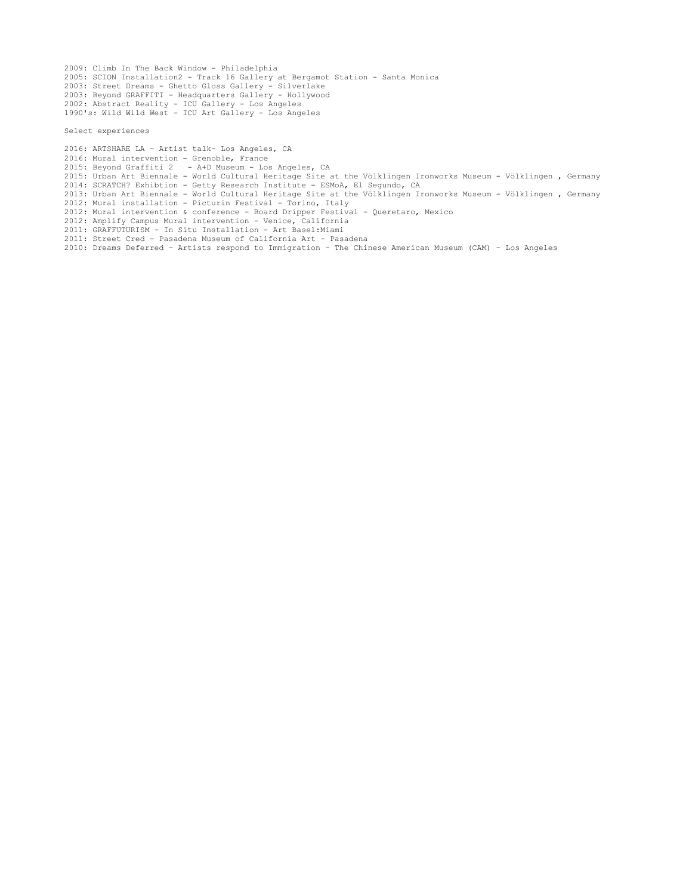2009: Climb In The Back Window - Philadelphia
2005: SCION Installation2 - Track 16 Gallery at Bergamot Station - Santa Monica
2003: Street Dreams - Ghetto Gloss Gallery - Silverlake
2003: Beyond GRAFFITI - Headquarters Gallery - Hollywood
2002: Abstract Reality - ICU Gallery - Los Angeles
1990's: Wild Wild West - ICU Art Gallery - Los Angeles

Select experiences

2016: ARTSHARE LA - Artist talk- Los Angeles, CA
2016: Mural intervention – Grenoble, France
2015: Beyond Graffiti 2 - A+D Museum - Los Angeles, CA
2015: Urban Art Biennale - World Cultural Heritage Site at the Völklingen Ironworks Museum - Völklingen , Germany
2014: SCRATCH? Exhibtion - Getty Research Institute - ESMoA, El Segundo, CA
2013: Urban Art Biennale - World Cultural Heritage Site at the Völklingen Ironworks Museum - Völklingen , Germany
2012: Mural installation - Picturin Festival - Torino, Italy
2012: Mural intervention & conference - Board Dripper Festival - Queretaro, Mexico
2012: Amplify Campus Mural intervention - Venice, California
2011: GRAFFUTURISM - In Situ Installation - Art Basel:Miami
2011: Street Cred - Pasadena Museum of California Art - Pasadena
2010: Dreams Deferred - Artists respond to Immigration - The Chinese American Museum (CAM) - Los Angeles